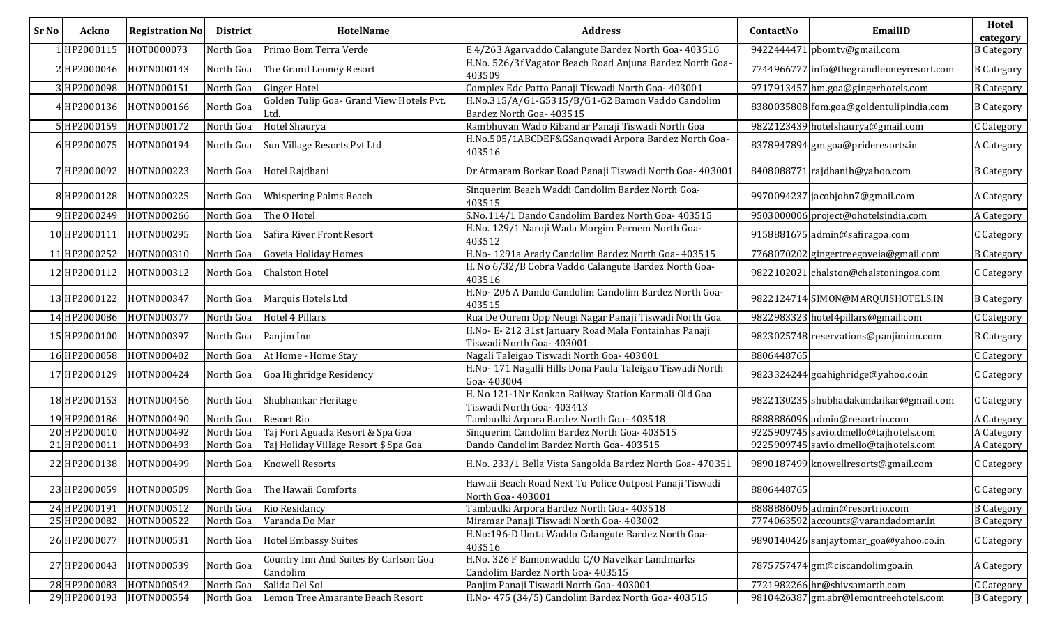| Sr No | Ackno | Registration No | District | HotelName | Address | ContactNo | EmailID | Hotel category |
|---|---|---|---|---|---|---|---|---|
| 1 | HP2000115 | HOT0000073 | North Goa | Primo Bom Terra Verde | E 4/263 Agarvaddo Calangute Bardez North Goa- 403516 | 9422444471 | pbomtv@gmail.com | B Category |
| 2 | HP2000046 | HOTN000143 | North Goa | The Grand Leoney Resort | H.No. 526/3f Vagator Beach Road Anjuna Bardez North Goa- 403509 | 7744966777 | info@thegrandleoneyresort.com | B Category |
| 3 | HP2000098 | HOTN000151 | North Goa | Ginger Hotel | Complex Edc Patto Panaji Tiswadi North Goa- 403001 | 9717913457 | hm.goa@gingerhotels.com | B Category |
| 4 | HP2000136 | HOTN000166 | North Goa | Golden Tulip Goa- Grand View Hotels Pvt. Ltd. | H.No.315/A/G1-G5315/B/G1-G2 Bamon Vaddo Candolim Bardez North Goa- 403515 | 8380035808 | fom.goa@goldentulipindia.com | B Category |
| 5 | HP2000159 | HOTN000172 | North Goa | Hotel Shaurya | Rambhuvan Wado Ribandar Panaji Tiswadi North Goa | 9822123439 | hotelshaurya@gmail.com | C Category |
| 6 | HP2000075 | HOTN000194 | North Goa | Sun Village Resorts Pvt Ltd | H.No.505/1ABCDEF&GSanqwadi Arpora Bardez North Goa- 403516 | 8378947894 | gm.goa@prideresorts.in | A Category |
| 7 | HP2000092 | HOTN000223 | North Goa | Hotel Rajdhani | Dr Atmaram Borkar Road Panaji Tiswadi North Goa- 403001 | 8408088771 | rajdhanih@yahoo.com | B Category |
| 8 | HP2000128 | HOTN000225 | North Goa | Whispering Palms Beach | Sinquerim Beach Waddi Candolim Bardez North Goa- 403515 | 9970094237 | jacobjohn7@gmail.com | A Category |
| 9 | HP2000249 | HOTN000266 | North Goa | The O Hotel | S.No.114/1 Dando Candolim Bardez North Goa- 403515 | 9503000006 | project@ohotelsindia.com | A Category |
| 10 | HP2000111 | HOTN000295 | North Goa | Safira River Front Resort | H.No. 129/1 Naroji Wada Morgim Pernem North Goa- 403512 | 9158881675 | admin@safiragoa.com | C Category |
| 11 | HP2000252 | HOTN000310 | North Goa | Goveia Holiday Homes | H.No- 1291a Arady Candolim Bardez North Goa- 403515 | 7768070202 | gingertreegoveia@gmail.com | B Category |
| 12 | HP2000112 | HOTN000312 | North Goa | Chalston Hotel | H. No 6/32/B Cobra Vaddo Calangute Bardez North Goa- 403516 | 9822102021 | chalston@chalstoningoa.com | C Category |
| 13 | HP2000122 | HOTN000347 | North Goa | Marquis Hotels Ltd | H.No- 206 A Dando Candolim Candolim Bardez North Goa- 403515 | 9822124714 | SIMON@MARQUISHOTELS.IN | B Category |
| 14 | HP2000086 | HOTN000377 | North Goa | Hotel 4 Pillars | Rua De Ourem Opp Neugi Nagar Panaji Tiswadi North Goa | 9822983323 | hotel4pillars@gmail.com | C Category |
| 15 | HP2000100 | HOTN000397 | North Goa | Panjim Inn | H.No- E- 212 31st January Road Mala Fontainhas Panaji Tiswadi North Goa- 403001 | 9823025748 | reservations@panjiminn.com | B Category |
| 16 | HP2000058 | HOTN000402 | North Goa | At Home - Home Stay | Nagali Taleigao Tiswadi North Goa- 403001 | 8806448765 | | C Category |
| 17 | HP2000129 | HOTN000424 | North Goa | Goa Highridge Residency | H.No- 171 Nagalli Hills Dona Paula Taleigao Tiswadi North Goa- 403004 | 9823324244 | goahighridge@yahoo.co.in | C Category |
| 18 | HP2000153 | HOTN000456 | North Goa | Shubhankar Heritage | H. No 121-1Nr Konkan Railway Station Karmali Old Goa Tiswadi North Goa- 403413 | 9822130235 | shubhadakundaikar@gmail.com | C Category |
| 19 | HP2000186 | HOTN000490 | North Goa | Resort Rio | Tambudki Arpora Bardez North Goa- 403518 | 8888886096 | admin@resortrio.com | A Category |
| 20 | HP2000010 | HOTN000492 | North Goa | Taj Fort Aguada Resort & Spa Goa | Sinquerim Candolim Bardez North Goa- 403515 | 9225909745 | savio.dmello@tajhotels.com | A Category |
| 21 | HP2000011 | HOTN000493 | North Goa | Taj Holiday Village Resort $ Spa Goa | Dando Candolim Bardez North Goa- 403515 | 9225909745 | savio.dmello@tajhotels.com | A Category |
| 22 | HP2000138 | HOTN000499 | North Goa | Knowell Resorts | H.No. 233/1 Bella Vista Sangolda Bardez North Goa- 470351 | 9890187499 | knowellresorts@gmail.com | C Category |
| 23 | HP2000059 | HOTN000509 | North Goa | The Hawaii Comforts | Hawaii Beach Road Next To Police Outpost Panaji Tiswadi North Goa- 403001 | 8806448765 | | C Category |
| 24 | HP2000191 | HOTN000512 | North Goa | Rio Residancy | Tambudki Arpora Bardez North Goa- 403518 | 8888886096 | admin@resortrio.com | B Category |
| 25 | HP2000082 | HOTN000522 | North Goa | Varanda Do Mar | Miramar Panaji Tiswadi North Goa- 403002 | 7774063592 | accounts@varandadomar.in | B Category |
| 26 | HP2000077 | HOTN000531 | North Goa | Hotel Embassy Suites | H.No:196-D Umta Waddo Calangute Bardez North Goa- 403516 | 9890140426 | sanjaytomar_goa@yahoo.co.in | C Category |
| 27 | HP2000043 | HOTN000539 | North Goa | Country Inn And Suites By Carlson Goa Candolim | H.No. 326 F Bamonwaddo C/O Navelkar Landmarks Candolim Bardez North Goa- 403515 | 7875757474 | gm@ciscandolimgoa.in | A Category |
| 28 | HP2000083 | HOTN000542 | North Goa | Salida Del Sol | Panjim Panaji Tiswadi North Goa- 403001 | 7721982266 | hr@shivsamarth.com | C Category |
| 29 | HP2000193 | HOTN000554 | North Goa | Lemon Tree Amarante Beach Resort | H.No- 475 (34/5) Candolim Bardez North Goa- 403515 | 9810426387 | gm.abr@lemontreehotels.com | B Category |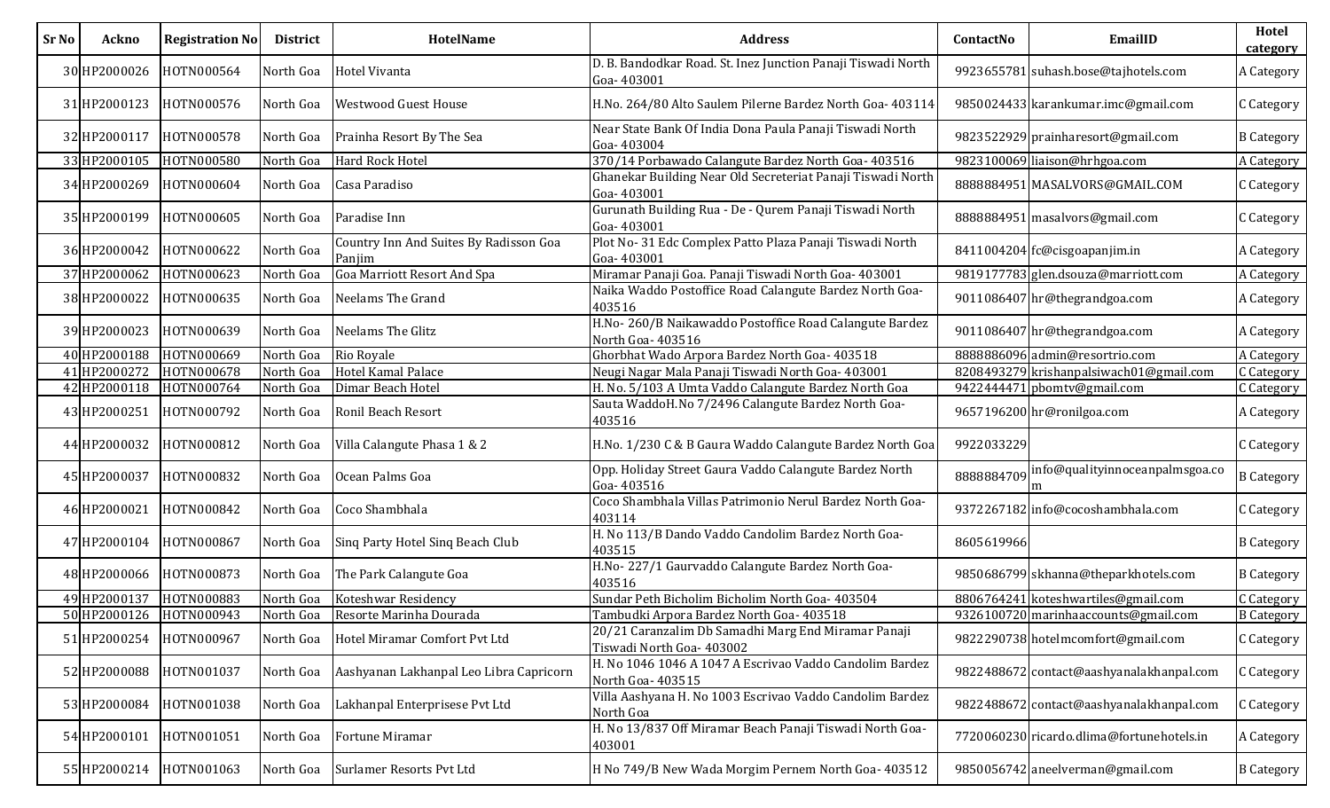| Sr No | Ackno | Registration No | District | HotelName | Address | ContactNo | EmailID | Hotel category |
|---|---|---|---|---|---|---|---|---|
| 30 | HP2000026 | HOTN000564 | North Goa | Hotel Vivanta | D. B. Bandodkar Road. St. Inez Junction Panaji Tiswadi North Goa- 403001 | 9923655781 | suhash.bose@tajhotels.com | A Category |
| 31 | HP2000123 | HOTN000576 | North Goa | Westwood Guest House | H.No. 264/80 Alto Saulem Pilerne Bardez North Goa- 403114 | 9850024433 | karankumar.imc@gmail.com | C Category |
| 32 | HP2000117 | HOTN000578 | North Goa | Prainha Resort By The Sea | Near State Bank Of India Dona Paula Panaji Tiswadi North Goa- 403004 | 9823522929 | prainharesort@gmail.com | B Category |
| 33 | HP2000105 | HOTN000580 | North Goa | Hard Rock Hotel | 370/14 Porbawado Calangute Bardez North Goa- 403516 | 9823100069 | liaison@hrhgoa.com | A Category |
| 34 | HP2000269 | HOTN000604 | North Goa | Casa Paradiso | Ghanekar Building Near Old Secreteriat Panaji Tiswadi North Goa- 403001 | 8888884951 | MASALVORS@GMAIL.COM | C Category |
| 35 | HP2000199 | HOTN000605 | North Goa | Paradise Inn | Gurunath Building Rua - De - Qurem Panaji Tiswadi North Goa- 403001 | 8888884951 | masalvors@gmail.com | C Category |
| 36 | HP2000042 | HOTN000622 | North Goa | Country Inn And Suites By Radisson Goa Panjim | Plot No- 31 Edc Complex Patto Plaza Panaji Tiswadi North Goa- 403001 | 8411004204 | fc@cisgoapanjim.in | A Category |
| 37 | HP2000062 | HOTN000623 | North Goa | Goa Marriott Resort And Spa | Miramar Panaji Goa. Panaji Tiswadi North Goa- 403001 | 9819177783 | glen.dsouza@marriott.com | A Category |
| 38 | HP2000022 | HOTN000635 | North Goa | Neelams The Grand | Naika Waddo Postoffice Road Calangute Bardez North Goa- 403516 | 9011086407 | hr@thegrandgoa.com | A Category |
| 39 | HP2000023 | HOTN000639 | North Goa | Neelams The Glitz | H.No- 260/B Naikawaddo Postoffice Road Calangute Bardez North Goa- 403516 | 9011086407 | hr@thegrandgoa.com | A Category |
| 40 | HP2000188 | HOTN000669 | North Goa | Rio Royale | Ghorbhat Wado Arpora Bardez North Goa- 403518 | 8888886096 | admin@resortrio.com | A Category |
| 41 | HP2000272 | HOTN000678 | North Goa | Hotel Kamal Palace | Neugi Nagar Mala Panaji Tiswadi North Goa- 403001 | 8208493279 | krishanpalsiwach01@gmail.com | C Category |
| 42 | HP2000118 | HOTN000764 | North Goa | Dimar Beach Hotel | H. No. 5/103 A Umta Vaddo Calangute Bardez North Goa | 9422444471 | pbomtv@gmail.com | C Category |
| 43 | HP2000251 | HOTN000792 | North Goa | Ronil Beach Resort | Sauta WaddoH.No 7/2496 Calangute Bardez North Goa- 403516 | 9657196200 | hr@ronilgoa.com | A Category |
| 44 | HP2000032 | HOTN000812 | North Goa | Villa Calangute Phasa 1 & 2 | H.No. 1/230 C & B Gaura Waddo Calangute Bardez North Goa | 9922033229 | | C Category |
| 45 | HP2000037 | HOTN000832 | North Goa | Ocean Palms Goa | Opp. Holiday Street Gaura Vaddo Calangute Bardez North Goa- 403516 | 8888884709 | info@qualityinnoceanpalmsgoa.com | B Category |
| 46 | HP2000021 | HOTN000842 | North Goa | Coco Shambhala | Coco Shambhala Villas Patrimonio Nerul Bardez North Goa- 403114 | 9372267182 | info@cocoshambhala.com | C Category |
| 47 | HP2000104 | HOTN000867 | North Goa | Sinq Party Hotel Sinq Beach Club | H. No 113/B Dando Vaddo Candolim Bardez North Goa- 403515 | 8605619966 | | B Category |
| 48 | HP2000066 | HOTN000873 | North Goa | The Park Calangute Goa | H.No- 227/1 Gaurvaddo Calangute Bardez North Goa- 403516 | 9850686799 | skhanna@theparkhotels.com | B Category |
| 49 | HP2000137 | HOTN000883 | North Goa | Koteshwar Residency | Sundar Peth Bicholim Bicholim North Goa- 403504 | 8806764241 | koteshwartiles@gmail.com | C Category |
| 50 | HP2000126 | HOTN000943 | North Goa | Resorte Marinha Dourada | Tambudki Arpora Bardez North Goa- 403518 | 9326100720 | marinhaaccounts@gmail.com | B Category |
| 51 | HP2000254 | HOTN000967 | North Goa | Hotel Miramar Comfort Pvt Ltd | 20/21 Caranzalim Db Samadhi Marg End Miramar Panaji Tiswadi North Goa- 403002 | 9822290738 | hotelmcomfort@gmail.com | C Category |
| 52 | HP2000088 | HOTN001037 | North Goa | Aashyanan Lakhanpal Leo Libra Capricorn | H. No 1046 1046 A 1047 A Escrivao Vaddo Candolim Bardez North Goa- 403515 | 9822488672 | contact@aashyanalakhanpal.com | C Category |
| 53 | HP2000084 | HOTN001038 | North Goa | Lakhanpal Enterprisese Pvt Ltd | Villa Aashyana H. No 1003 Escrivao Vaddo Candolim Bardez North Goa | 9822488672 | contact@aashyanalakhanpal.com | C Category |
| 54 | HP2000101 | HOTN001051 | North Goa | Fortune Miramar | H. No 13/837 Off Miramar Beach Panaji Tiswadi North Goa- 403001 | 7720060230 | ricardo.dlima@fortunehotels.in | A Category |
| 55 | HP2000214 | HOTN001063 | North Goa | Surlamer Resorts Pvt Ltd | H No 749/B New Wada Morgim Pernem North Goa- 403512 | 9850056742 | aneelverman@gmail.com | B Category |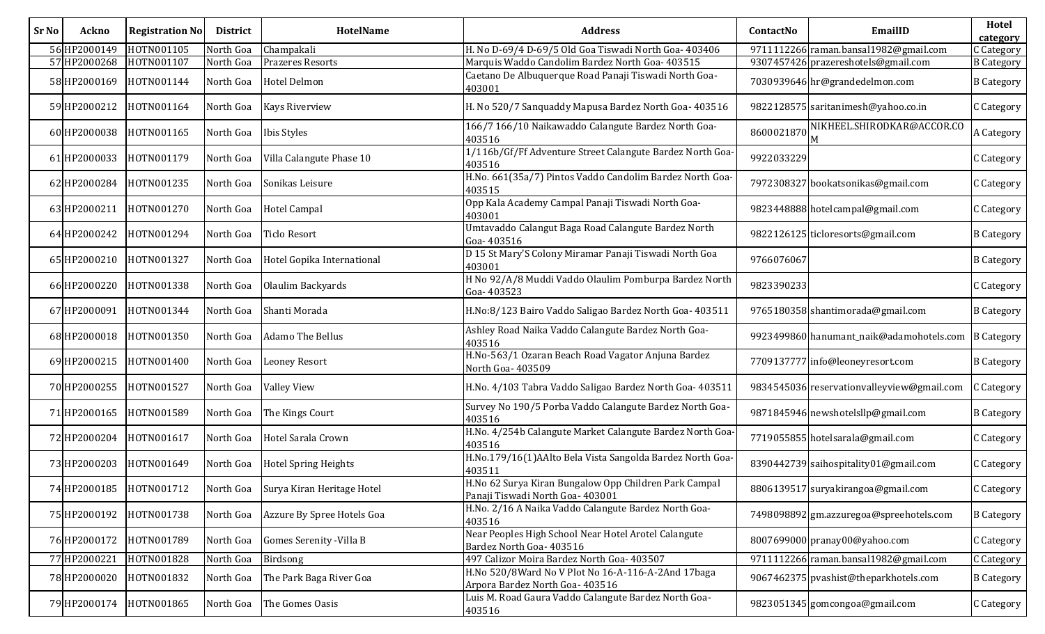| Sr No | Ackno | Registration No | District | HotelName | Address | ContactNo | EmailID | Hotel category |
|---|---|---|---|---|---|---|---|---|
| 56 | HP2000149 | HOTN001105 | North Goa | Champakali | H. No D-69/4 D-69/5 Old Goa Tiswadi North Goa- 403406 | 9711112266 | raman.bansal1982@gmail.com | C Category |
| 57 | HP2000268 | HOTN001107 | North Goa | Prazeres Resorts | Marquis Waddo Candolim Bardez North Goa- 403515 | 9307457426 | prazereshotels@gmail.com | B Category |
| 58 | HP2000169 | HOTN001144 | North Goa | Hotel Delmon | Caetano De Albuquerque Road Panaji Tiswadi North Goa- 403001 | 7030939646 | hr@grandedelmon.com | B Category |
| 59 | HP2000212 | HOTN001164 | North Goa | Kays Riverview | H. No 520/7 Sanquaddy Mapusa Bardez North Goa- 403516 | 9822128575 | saritanimesh@yahoo.co.in | C Category |
| 60 | HP2000038 | HOTN001165 | North Goa | Ibis Styles | 166/7 166/10 Naikawaddo Calangute Bardez North Goa- 403516 | 8600021870 | NIKHEEL.SHIRODKAR@ACCOR.COM | A Category |
| 61 | HP2000033 | HOTN001179 | North Goa | Villa Calangute Phase 10 | 1/116b/Gf/Ff Adventure Street Calangute Bardez North Goa- 403516 | 9922033229 | | C Category |
| 62 | HP2000284 | HOTN001235 | North Goa | Sonikas Leisure | H.No. 661(35a/7) Pintos Vaddo Candolim Bardez North Goa- 403515 | 7972308327 | bookatsonikas@gmail.com | C Category |
| 63 | HP2000211 | HOTN001270 | North Goa | Hotel Campal | Opp Kala Academy Campal Panaji Tiswadi North Goa- 403001 | 9823448888 | hotelcampal@gmail.com | C Category |
| 64 | HP2000242 | HOTN001294 | North Goa | Ticlo Resort | Umtavaddo Calangut Baga Road Calangute Bardez North Goa- 403516 | 9822126125 | ticloresorts@gmail.com | B Category |
| 65 | HP2000210 | HOTN001327 | North Goa | Hotel Gopika International | D 15 St Mary'S Colony Miramar Panaji Tiswadi North Goa 403001 | 9766076067 | | B Category |
| 66 | HP2000220 | HOTN001338 | North Goa | Olaulim Backyards | H No 92/A/8 Muddi Vaddo Olaulim Pomburpa Bardez North Goa- 403523 | 9823390233 | | C Category |
| 67 | HP2000091 | HOTN001344 | North Goa | Shanti Morada | H.No:8/123 Bairo Vaddo Saligao Bardez North Goa- 403511 | 9765180358 | shantimorada@gmail.com | B Category |
| 68 | HP2000018 | HOTN001350 | North Goa | Adamo The Bellus | Ashley Road Naika Vaddo Calangute Bardez North Goa- 403516 | 9923499860 | hanumant_naik@adamohotels.com | B Category |
| 69 | HP2000215 | HOTN001400 | North Goa | Leoney Resort | H.No-563/1 Ozaran Beach Road Vagator Anjuna Bardez North Goa- 403509 | 7709137777 | info@leoneyresort.com | B Category |
| 70 | HP2000255 | HOTN001527 | North Goa | Valley View | H.No. 4/103 Tabra Vaddo Saligao Bardez North Goa- 403511 | 9834545036 | reservationvalleyview@gmail.com | C Category |
| 71 | HP2000165 | HOTN001589 | North Goa | The Kings Court | Survey No 190/5 Porba Vaddo Calangute Bardez North Goa- 403516 | 9871845946 | newshotelsllp@gmail.com | B Category |
| 72 | HP2000204 | HOTN001617 | North Goa | Hotel Sarala Crown | H.No. 4/254b Calangute Market Calangute Bardez North Goa- 403516 | 7719055855 | hotelsarala@gmail.com | C Category |
| 73 | HP2000203 | HOTN001649 | North Goa | Hotel Spring Heights | H.No.179/16(1)AAlto Bela Vista Sangolda Bardez North Goa- 403511 | 8390442739 | saihospitality01@gmail.com | C Category |
| 74 | HP2000185 | HOTN001712 | North Goa | Surya Kiran Heritage Hotel | H.No 62 Surya Kiran Bungalow Opp Children Park Campal Panaji Tiswadi North Goa- 403001 | 8806139517 | suryakirangoa@gmail.com | C Category |
| 75 | HP2000192 | HOTN001738 | North Goa | Azzure By Spree Hotels Goa | H.No. 2/16 A Naika Vaddo Calangute Bardez North Goa- 403516 | 7498098892 | gm.azzuregoa@spreehotels.com | B Category |
| 76 | HP2000172 | HOTN001789 | North Goa | Gomes Serenity -Villa B | Near Peoples High School Near Hotel Arotel Calangute Bardez North Goa- 403516 | 8007699000 | pranay00@yahoo.com | C Category |
| 77 | HP2000221 | HOTN001828 | North Goa | Birdsong | 497 Calizor Moira Bardez North Goa- 403507 | 9711112266 | raman.bansal1982@gmail.com | C Category |
| 78 | HP2000020 | HOTN001832 | North Goa | The Park Baga River Goa | H.No 520/8Ward No V Plot No 16-A-116-A-2And 17baga Arpora Bardez North Goa- 403516 | 9067462375 | pvashist@theparkhotels.com | B Category |
| 79 | HP2000174 | HOTN001865 | North Goa | The Gomes Oasis | Luis M. Road Gaura Vaddo Calangute Bardez North Goa- 403516 | 9823051345 | gomcongoa@gmail.com | C Category |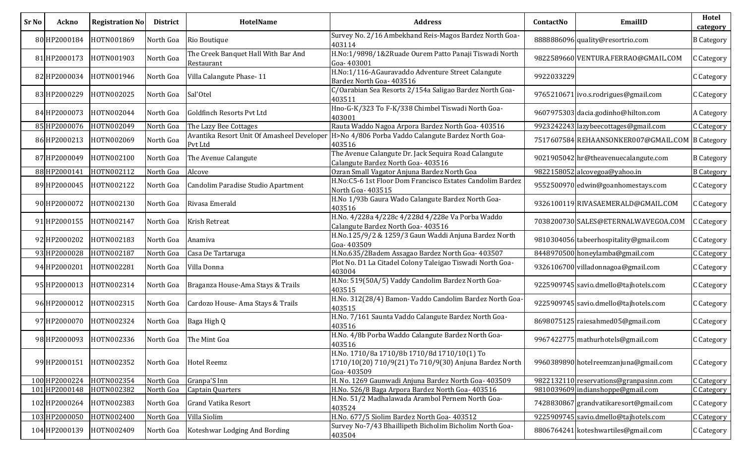| Sr No | Ackno | Registration No | District | HotelName | Address | ContactNo | EmailID | Hotel category |
|---|---|---|---|---|---|---|---|---|
| 80 | HP2000184 | HOTN001869 | North Goa | Rio Boutique | Survey No. 2/16 Ambekhand Reis-Magos Bardez North Goa- 403114 | 8888886096 | quality@resortrio.com | B Category |
| 81 | HP2000173 | HOTN001903 | North Goa | The Creek Banquet Hall With Bar And Restaurant | H.No:1/9898/1&2Ruade Ourem Patto Panaji Tiswadi North Goa- 403001 | 9822589660 | VENTURA.FERRAO@GMAIL.COM | C Category |
| 82 | HP2000034 | HOTN001946 | North Goa | Villa Calangute Phase- 11 | H.No:1/116-AGauravaddo Adventure Street Calangute Bardez North Goa- 403516 | 9922033229 | | C Category |
| 83 | HP2000229 | HOTN002025 | North Goa | Sal'Otel | C/Oarabian Sea Resorts 2/154a Saligao Bardez North Goa- 403511 | 9765210671 | ivo.s.rodrigues@gmail.com | C Category |
| 84 | HP2000073 | HOTN002044 | North Goa | Goldfinch Resorts Pvt Ltd | Hno-G-K/323 To F-K/338 Chimbel Tiswadi North Goa- 403001 | 9607975303 | dacia.godinho@hilton.com | A Category |
| 85 | HP2000076 | HOTN002049 | North Goa | The Lazy Bee Cottages | Rauta Waddo Nagoa Arpora Bardez North Goa- 403516 | 9923242243 | lazybeecottages@gmail.com | C Category |
| 86 | HP2000213 | HOTN002069 | North Goa | Avantika Resort Unit Of Amasheel Developer Pvt Ltd | H>No 4/806 Porba Vaddo Calangute Bardez North Goa- 403516 | 7517607584 | REHAANSONKER007@GMAIL.COM | B Category |
| 87 | HP2000049 | HOTN002100 | North Goa | The Avenue Calangute | The Avenue Calangute Dr. Jack Sequira Road Calangute Calangute Bardez North Goa- 403516 | 9021905042 | hr@theavenuecalangute.com | B Category |
| 88 | HP2000141 | HOTN002112 | North Goa | Alcove | Ozran Small Vagator Anjuna Bardez North Goa | 9822158052 | alcovegoa@yahoo.in | B Category |
| 89 | HP2000045 | HOTN002122 | North Goa | Candolim Paradise Studio Apartment | H.No:C5-6 1st Floor Dom Francisco Estates Candolim Bardez North Goa- 403515 | 9552500970 | edwin@goanhomestays.com | C Category |
| 90 | HP2000072 | HOTN002130 | North Goa | Rivasa Emerald | H.No 1/93b Gaura Wado Calangute Bardez North Goa- 403516 | 9326100119 | RIVASAEMERALD@GMAIL.COM | C Category |
| 91 | HP2000155 | HOTN002147 | North Goa | Krish Retreat | H.No. 4/228a 4/228c 4/228d 4/228e Va Porba Waddo Calangute Bardez North Goa- 403516 | 7038200730 | SALES@ETERNALWAVEGOA.COM | C Category |
| 92 | HP2000202 | HOTN002183 | North Goa | Anamiva | H.No.125/9/2 & 1259/3 Gaun Waddi Anjuna Bardez North Goa- 403509 | 9810304056 | tabeerhospitality@gmail.com | C Category |
| 93 | HP2000028 | HOTN002187 | North Goa | Casa De Tartaruga | H.No.635/2Badem Assagao Bardez North Goa- 403507 | 8448970500 | honeylamba@gmail.com | C Category |
| 94 | HP2000201 | HOTN002281 | North Goa | Villa Donna | Plot No. D1 La Citadel Colony Taleigao Tiswadi North Goa- 403004 | 9326106700 | villadonnagoa@gmail.com | C Category |
| 95 | HP2000013 | HOTN002314 | North Goa | Braganza House-Ama Stays & Trails | H.No: 519(50A/5) Vaddy Candolim Bardez North Goa- 403515 | 9225909745 | savio.dmello@tajhotels.com | C Category |
| 96 | HP2000012 | HOTN002315 | North Goa | Cardozo House- Ama Stays & Trails | H.No. 312(28/4) Bamon- Vaddo Candolim Bardez North Goa- 403515 | 9225909745 | savio.dmello@tajhotels.com | C Category |
| 97 | HP2000070 | HOTN002324 | North Goa | Baga High Q | H.No. 7/161 Saunta Vaddo Calangute Bardez North Goa- 403516 | 8698075125 | raiesahmed05@gmail.com | C Category |
| 98 | HP2000093 | HOTN002336 | North Goa | The Mint Goa | H.No. 4/8b Porba Waddo Calangute Bardez North Goa- 403516 | 9967422775 | mathurhotels@gmail.com | C Category |
| 99 | HP2000151 | HOTN002352 | North Goa | Hotel Reemz | H.No. 1710/8a 1710/8b 1710/8d 1710/10(1) To 1710/10(20) 710/9(21) To 710/9(30) Anjuna Bardez North Goa- 403509 | 9960389890 | hotelreemzanjuna@gmail.com | C Category |
| 100 | HP2000224 | HOTN002354 | North Goa | Granpa'S Inn | H. No. 1269 Gaunwadi Anjuna Bardez North Goa- 403509 | 9822132110 | reservations@granpasinn.com | C Category |
| 101 | HP2000148 | HOTN002382 | North Goa | Captain Quarters | H.No. 526/8 Baga Arpora Bardez North Goa- 403516 | 9810039609 | indianshoppe@gmail.com | C Category |
| 102 | HP2000264 | HOTN002383 | North Goa | Grand Vatika Resort | H.No. 51/2 Madhalawada Arambol Pernem North Goa- 403524 | 7428830867 | grandvatikaresort@gmail.com | C Category |
| 103 | HP2000050 | HOTN002400 | North Goa | Villa Siolim | H.No. 677/5 Siolim Bardez North Goa- 403512 | 9225909745 | savio.dmello@tajhotels.com | C Category |
| 104 | HP2000139 | HOTN002409 | North Goa | Koteshwar Lodging And Bording | Survey No-7/43 Bhaillipeth Bicholim Bicholim North Goa- 403504 | 8806764241 | koteshwartiles@gmail.com | C Category |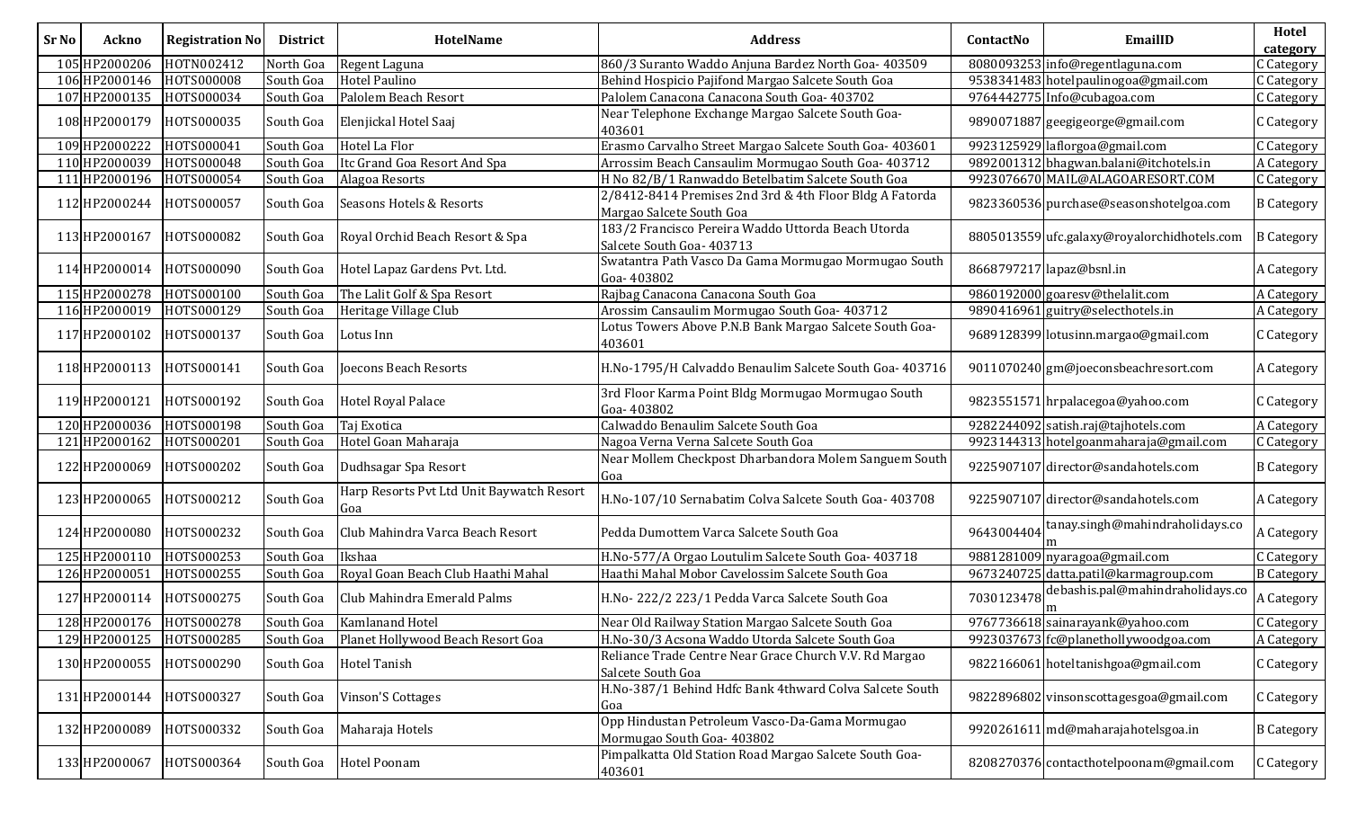| Sr No | Ackno | Registration No | District | HotelName | Address | ContactNo | EmailID | Hotel category |
|---|---|---|---|---|---|---|---|---|
| 105 | HP2000206 | HOTN002412 | North Goa | Regent Laguna | 860/3 Suranto Waddo Anjuna Bardez North Goa- 403509 | 8080093253 | info@regentlaguna.com | C Category |
| 106 | HP2000146 | HOTS000008 | South Goa | Hotel Paulino | Behind Hospicio Pajifond Margao Salcete South Goa | 9538341483 | hotelpaulinogoa@gmail.com | C Category |
| 107 | HP2000135 | HOTS000034 | South Goa | Palolem Beach Resort | Palolem Canacona Canacona South Goa- 403702 | 9764442775 | Info@cubagoa.com | C Category |
| 108 | HP2000179 | HOTS000035 | South Goa | Elenjickal Hotel Saaj | Near Telephone Exchange Margao Salcete South Goa- 403601 | 9890071887 | geegigeorge@gmail.com | C Category |
| 109 | HP2000222 | HOTS000041 | South Goa | Hotel La Flor | Erasmo Carvalho Street Margao Salcete South Goa- 403601 | 9923125929 | laflorgoa@gmail.com | C Category |
| 110 | HP2000039 | HOTS000048 | South Goa | Itc Grand Goa Resort And Spa | Arrossim Beach Cansaulim Mormugao South Goa- 403712 | 9892001312 | bhagwan.balani@itchotels.in | A Category |
| 111 | HP2000196 | HOTS000054 | South Goa | Alagoa Resorts | H No 82/B/1 Ranwaddo Betelbatim Salcete South Goa | 9923076670 | MAIL@ALAGOARESORT.COM | C Category |
| 112 | HP2000244 | HOTS000057 | South Goa | Seasons Hotels & Resorts | 2/8412-8414 Premises 2nd 3rd & 4th Floor Bldg A Fatorda Margao Salcete South Goa | 9823360536 | purchase@seasonshotelgoa.com | B Category |
| 113 | HP2000167 | HOTS000082 | South Goa | Royal Orchid Beach Resort & Spa | 183/2 Francisco Pereira Waddo Uttorda Beach Utorda Salcete South Goa- 403713 | 8805013559 | ufc.galaxy@royalorchidhotels.com | B Category |
| 114 | HP2000014 | HOTS000090 | South Goa | Hotel Lapaz Gardens Pvt. Ltd. | Swatantra Path Vasco Da Gama Mormugao Mormugao South Goa- 403802 | 8668797217 | lapaz@bsnl.in | A Category |
| 115 | HP2000278 | HOTS000100 | South Goa | The Lalit Golf & Spa Resort | Rajbag Canacona Canacona South Goa | 9860192000 | goaresv@thelalit.com | A Category |
| 116 | HP2000019 | HOTS000129 | South Goa | Heritage Village Club | Arossim Cansaulim Mormugao South Goa- 403712 | 9890416961 | guitry@selecthotels.in | A Category |
| 117 | HP2000102 | HOTS000137 | South Goa | Lotus Inn | Lotus Towers Above P.N.B Bank Margao Salcete South Goa- 403601 | 9689128399 | lotusinn.margao@gmail.com | C Category |
| 118 | HP2000113 | HOTS000141 | South Goa | Joecons Beach Resorts | H.No-1795/H Calvaddo Benaulim Salcete South Goa- 403716 | 9011070240 | gm@joeconsbeachresort.com | A Category |
| 119 | HP2000121 | HOTS000192 | South Goa | Hotel Royal Palace | 3rd Floor Karma Point Bldg Mormugao Mormugao South Goa- 403802 | 9823551571 | hrpalacegoa@yahoo.com | C Category |
| 120 | HP2000036 | HOTS000198 | South Goa | Taj Exotica | Calwaddo Benaulim Salcete South Goa | 9282244092 | satish.raj@tajhotels.com | A Category |
| 121 | HP2000162 | HOTS000201 | South Goa | Hotel Goan Maharaja | Nagoa Verna Verna Salcete South Goa | 9923144313 | hotelgoanmaharaja@gmail.com | C Category |
| 122 | HP2000069 | HOTS000202 | South Goa | Dudhsagar Spa Resort | Near Mollem Checkpost Dharbandora Molem Sanguem South Goa | 9225907107 | director@sandahotels.com | B Category |
| 123 | HP2000065 | HOTS000212 | South Goa | Harp Resorts Pvt Ltd Unit Baywatch Resort Goa | H.No-107/10 Sernabatim Colva Salcete South Goa- 403708 | 9225907107 | director@sandahotels.com | A Category |
| 124 | HP2000080 | HOTS000232 | South Goa | Club Mahindra Varca Beach Resort | Pedda Dumottem Varca Salcete South Goa | 9643004404 | tanay.singh@mahindraholidays.com | A Category |
| 125 | HP2000110 | HOTS000253 | South Goa | Ikshaa | H.No-577/A Orgao Loutulim Salcete South Goa- 403718 | 9881281009 | nyaragoa@gmail.com | C Category |
| 126 | HP2000051 | HOTS000255 | South Goa | Royal Goan Beach Club Haathi Mahal | Haathi Mahal Mobor Cavelossim Salcete South Goa | 9673240725 | datta.patil@karmagroup.com | B Category |
| 127 | HP2000114 | HOTS000275 | South Goa | Club Mahindra Emerald Palms | H.No- 222/2 223/1 Pedda Varca Salcete South Goa | 7030123478 | debashis.pal@mahindraholidays.com | A Category |
| 128 | HP2000176 | HOTS000278 | South Goa | Kamlanand Hotel | Near Old Railway Station Margao Salcete South Goa | 9767736618 | sainarayank@yahoo.com | C Category |
| 129 | HP2000125 | HOTS000285 | South Goa | Planet Hollywood Beach Resort Goa | H.No-30/3 Acsona Waddo Utorda Salcete South Goa | 9923037673 | fc@planethollywoodgoa.com | A Category |
| 130 | HP2000055 | HOTS000290 | South Goa | Hotel Tanish | Reliance Trade Centre Near Grace Church V.V. Rd Margao Salcete South Goa | 9822166061 | hoteltanishgoa@gmail.com | C Category |
| 131 | HP2000144 | HOTS000327 | South Goa | Vinson'S Cottages | H.No-387/1 Behind Hdfc Bank 4thward Colva Salcete South Goa | 9822896802 | vinsonscottagesgoa@gmail.com | C Category |
| 132 | HP2000089 | HOTS000332 | South Goa | Maharaja Hotels | Opp Hindustan Petroleum Vasco-Da-Gama Mormugao Mormugao South Goa- 403802 | 9920261611 | md@maharajahotelsgoa.in | B Category |
| 133 | HP2000067 | HOTS000364 | South Goa | Hotel Poonam | Pimpalkatta Old Station Road Margao Salcete South Goa- 403601 | 8208270376 | contacthotelpoonam@gmail.com | C Category |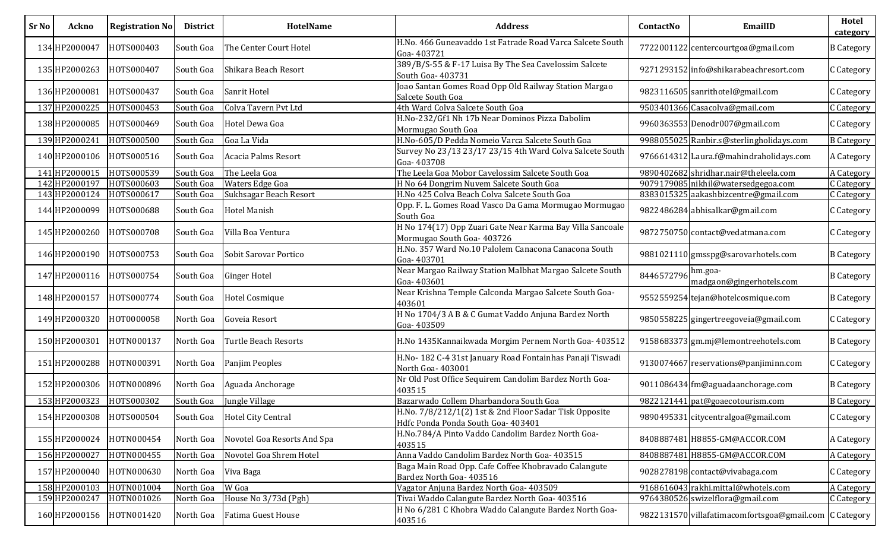| Sr No | Ackno | Registration No | District | HotelName | Address | ContactNo | EmailID | Hotel category |
|---|---|---|---|---|---|---|---|---|
| 134 | HP2000047 | HOTS000403 | South Goa | The Center Court Hotel | H.No. 466 Guneavaddo 1st Fatrade Road Varca Salcete South Goa- 403721 | 7722001122 | centercourtgoa@gmail.com | B Category |
| 135 | HP2000263 | HOTS000407 | South Goa | Shikara Beach Resort | 389/B/S-55 & F-17 Luisa By The Sea Cavelossim Salcete South Goa- 403731 | 9271293152 | info@shikarabeachresort.com | C Category |
| 136 | HP2000081 | HOTS000437 | South Goa | Sanrit Hotel | Joao Santan Gomes Road Opp Old Railway Station Margao Salcete South Goa | 9823116505 | sanrithotel@gmail.com | C Category |
| 137 | HP2000225 | HOTS000453 | South Goa | Colva Tavern Pvt Ltd | 4th Ward Colva Salcete South Goa | 9503401366 | Casacolva@gmail.com | C Category |
| 138 | HP2000085 | HOTS000469 | South Goa | Hotel Dewa Goa | H.No-232/Gf1 Nh 17b Near Dominos Pizza Dabolim Mormugao South Goa | 9960363553 | Denodr007@gmail.com | C Category |
| 139 | HP2000241 | HOTS000500 | South Goa | Goa La Vida | H.No-605/D Pedda Nomeio Varca Salcete South Goa | 9988055025 | Ranbir.s@sterlingholidays.com | B Category |
| 140 | HP2000106 | HOTS000516 | South Goa | Acacia Palms Resort | Survey No 23/13 23/17 23/15 4th Ward Colva Salcete South Goa- 403708 | 9766614312 | Laura.f@mahindraholidays.com | A Category |
| 141 | HP2000015 | HOTS000539 | South Goa | The Leela Goa | The Leela Goa Mobor Cavelossim Salcete South Goa | 9890402682 | shridhar.nair@theleela.com | A Category |
| 142 | HP2000197 | HOTS000603 | South Goa | Waters Edge Goa | H No 64 Dongrim Nuvem Salcete South Goa | 9079179085 | nikhil@watersedgegoa.com | C Category |
| 143 | HP2000124 | HOTS000617 | South Goa | Sukhsagar Beach Resort | H.No 425 Colva Beach Colva Salcete South Goa | 8383015325 | aakashbizcentre@gmail.com | C Category |
| 144 | HP2000099 | HOTS000688 | South Goa | Hotel Manish | Opp. F. L. Gomes Road Vasco Da Gama Mormugao Mormugao South Goa | 9822486284 | abhisalkar@gmail.com | C Category |
| 145 | HP2000260 | HOTS000708 | South Goa | Villa Boa Ventura | H No 174(17) Opp Zuari Gate Near Karma Bay Villa Sancoale Mormugao South Goa- 403726 | 9872750750 | contact@vedatmana.com | C Category |
| 146 | HP2000190 | HOTS000753 | South Goa | Sobit Sarovar Portico | H.No. 357 Ward No.10 Palolem Canacona Canacona South Goa- 403701 | 9881021110 | gmsspg@sarovarhotels.com | B Category |
| 147 | HP2000116 | HOTS000754 | South Goa | Ginger Hotel | Near Margao Railway Station Malbhat Margao Salcete South Goa- 403601 | 8446572796 | hm.goa-madgaon@gingerhotels.com | B Category |
| 148 | HP2000157 | HOTS000774 | South Goa | Hotel Cosmique | Near Krishna Temple Calconda Margao Salcete South Goa-403601 | 9552559254 | tejan@hotelcosmique.com | B Category |
| 149 | HP2000320 | HOT0000058 | North Goa | Goveia Resort | H No 1704/3 A B & C Gumat Vaddo Anjuna Bardez North Goa- 403509 | 9850558225 | gingertreegoveia@gmail.com | C Category |
| 150 | HP2000301 | HOTN000137 | North Goa | Turtle Beach Resorts | H.No 1435Kannaikwada Morgim Pernem North Goa- 403512 | 9158683373 | gm.mj@lemontreehotels.com | B Category |
| 151 | HP2000288 | HOTN000391 | North Goa | Panjim Peoples | H.No- 182 C-4 31st January Road Fontainhas Panaji Tiswadi North Goa- 403001 | 9130074667 | reservations@panjiminn.com | C Category |
| 152 | HP2000306 | HOTN000896 | North Goa | Aguada Anchorage | Nr Old Post Office Sequirem Candolim Bardez North Goa-403515 | 9011086434 | fm@aguadaanchorage.com | B Category |
| 153 | HP2000323 | HOTS000302 | South Goa | Jungle Village | Bazarwado Collem Dharbandora South Goa | 9822121441 | pat@goaecotourism.com | B Category |
| 154 | HP2000308 | HOTS000504 | South Goa | Hotel City Central | H.No. 7/8/212/1(2) 1st & 2nd Floor Sadar Tisk Opposite Hdfc Ponda Ponda South Goa- 403401 | 9890495331 | citycentralgoa@gmail.com | C Category |
| 155 | HP2000024 | HOTN000454 | North Goa | Novotel Goa Resorts And Spa | H.No.784/A Pinto Vaddo Candolim Bardez North Goa-403515 | 8408887481 | H8855-GM@ACCOR.COM | A Category |
| 156 | HP2000027 | HOTN000455 | North Goa | Novotel Goa Shrem Hotel | Anna Vaddo Candolim Bardez North Goa- 403515 | 8408887481 | H8855-GM@ACCOR.COM | A Category |
| 157 | HP2000040 | HOTN000630 | North Goa | Viva Baga | Baga Main Road Opp. Cafe Coffee Khobravado Calangute Bardez North Goa- 403516 | 9028278198 | contact@vivabaga.com | C Category |
| 158 | HP2000103 | HOTN001004 | North Goa | W Goa | Vagator Anjuna Bardez North Goa- 403509 | 9168616043 | rakhi.mittal@whotels.com | A Category |
| 159 | HP2000247 | HOTN001026 | North Goa | House No 3/73d (Pgh) | Tivai Waddo Calangute Bardez North Goa- 403516 | 9764380526 | swizelflora@gmail.com | C Category |
| 160 | HP2000156 | HOTN001420 | North Goa | Fatima Guest House | H No 6/281 C Khobra Waddo Calangute Bardez North Goa-403516 | 9822131570 | villafatimacomfortsgoa@gmail.com | C Category |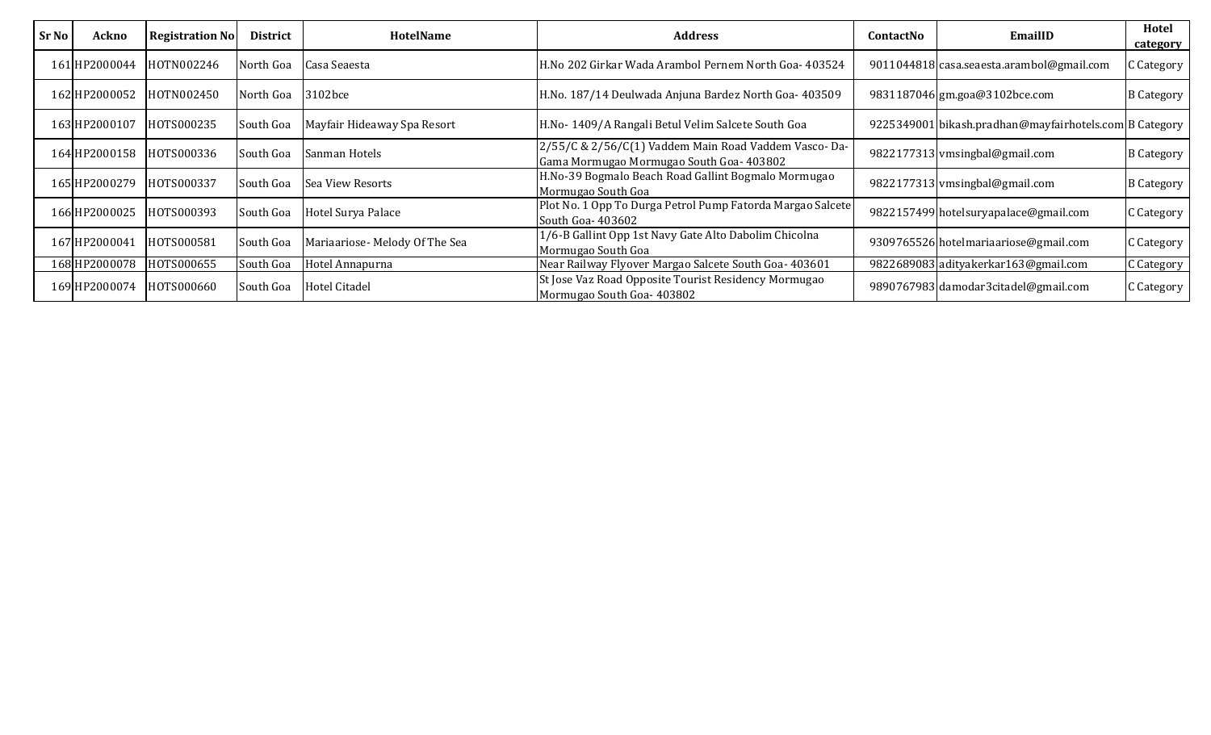| Sr No | Ackno | Registration No | District | HotelName | Address | ContactNo | EmailID | Hotel category |
|---|---|---|---|---|---|---|---|---|
| 161 | HP2000044 | HOTN002246 | North Goa | Casa Seaesta | H.No 202 Girkar Wada Arambol Pernem North Goa- 403524 | 9011044818 | casa.seaesta.arambol@gmail.com | C Category |
| 162 | HP2000052 | HOTN002450 | North Goa | 3102bce | H.No. 187/14 Deulwada Anjuna Bardez North Goa- 403509 | 9831187046 | gm.goa@3102bce.com | B Category |
| 163 | HP2000107 | HOTS000235 | South Goa | Mayfair Hideaway Spa Resort | H.No- 1409/A Rangali Betul Velim Salcete South Goa | 9225349001 | bikash.pradhan@mayfairhotels.com | B Category |
| 164 | HP2000158 | HOTS000336 | South Goa | Sanman Hotels | 2/55/C & 2/56/C(1) Vaddem Main Road Vaddem Vasco- Da-Gama Mormugao Mormugao South Goa- 403802 | 9822177313 | vmsingbal@gmail.com | B Category |
| 165 | HP2000279 | HOTS000337 | South Goa | Sea View Resorts | H.No-39 Bogmalo Beach Road Gallint Bogmalo Mormugao Mormugao South Goa | 9822177313 | vmsingbal@gmail.com | B Category |
| 166 | HP2000025 | HOTS000393 | South Goa | Hotel Surya Palace | Plot No. 1 Opp To Durga Petrol Pump Fatorda Margao Salcete South Goa- 403602 | 9822157499 | hotelsuryapalace@gmail.com | C Category |
| 167 | HP2000041 | HOTS000581 | South Goa | Mariaariose- Melody Of The Sea | 1/6-B Gallint Opp 1st Navy Gate Alto Dabolim Chicolna Mormugao South Goa | 9309765526 | hotelmariaariose@gmail.com | C Category |
| 168 | HP2000078 | HOTS000655 | South Goa | Hotel Annapurna | Near Railway Flyover Margao Salcete South Goa- 403601 | 9822689083 | adityakerkar163@gmail.com | C Category |
| 169 | HP2000074 | HOTS000660 | South Goa | Hotel Citadel | St Jose Vaz Road Opposite Tourist Residency Mormugao Mormugao South Goa- 403802 | 9890767983 | damodar3citadel@gmail.com | C Category |